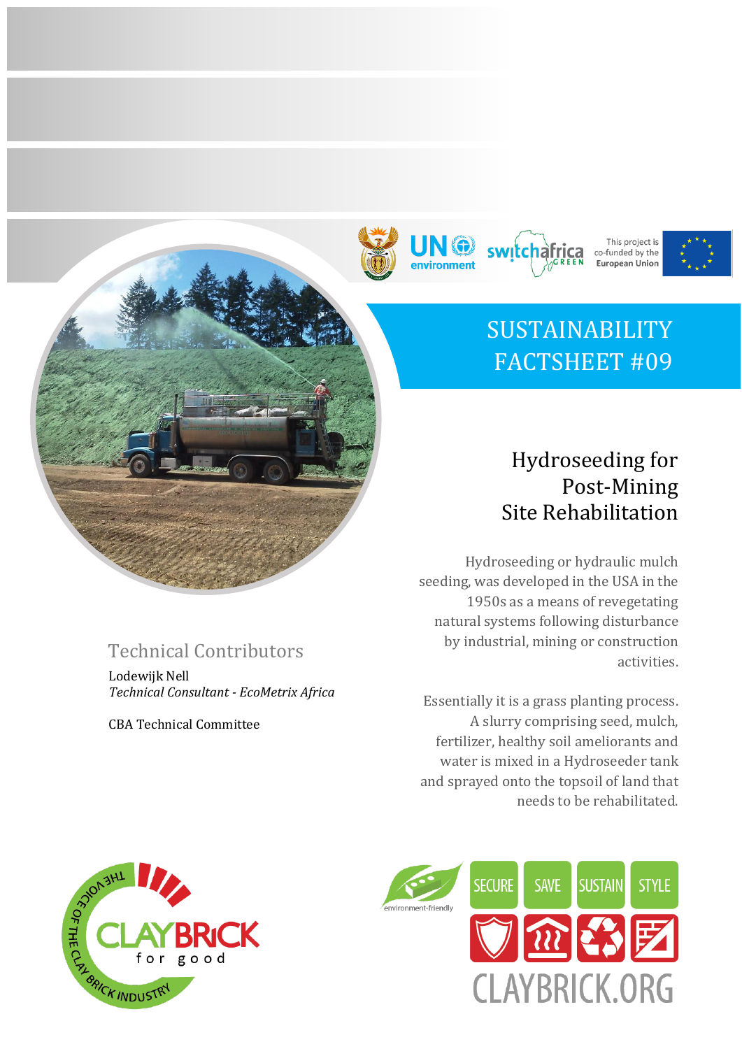This project is co-funded by the European Union

# SUSTAINABILITY FACTSHEET #09

## Hydroseeding for Post-Mining Site Rehabilitation

Hydroseeding or hydraulic mulch seeding, was developed in the USA in the 1950s as a means of revegetating natural systems following disturbance by industrial, mining or construction activities.

Essentially it is a grass planting process. A slurry comprising seed, mulch, fertilizer, healthy soil ameliorants and water is mixed in a Hydroseeder tank and sprayed onto the topsoil of land that needs to be rehabilitated.

### Technical Contributors

Lodewijk Nell
*Technical Consultant - EcoMetrix Africa*

CBA Technical Committee

THE VOICE OF THE CLAY BRICK INDUSTRY
CLAYBRICK for good

environment-friendly

SECURE SAVE SUSTAIN STYLE

CLAYBRICK.ORG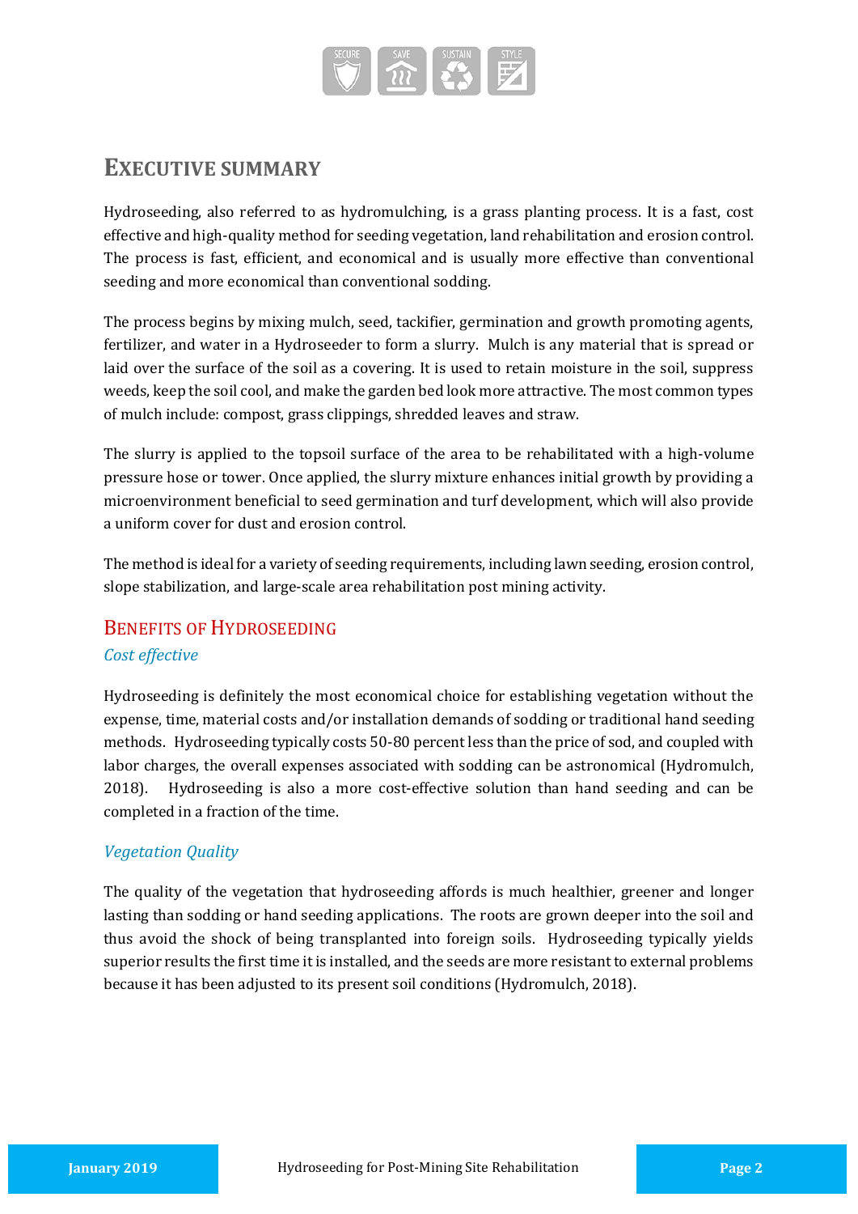# Executive Summary

Hydroseeding, also referred to as hydromulching, is a grass planting process. It is a fast, cost effective and high-quality method for seeding vegetation, land rehabilitation and erosion control. The process is fast, efficient, and economical and is usually more effective than conventional seeding and more economical than conventional sodding.

The process begins by mixing mulch, seed, tackifier, germination and growth promoting agents, fertilizer, and water in a Hydroseeder to form a slurry. Mulch is any material that is spread or laid over the surface of the soil as a covering. It is used to retain moisture in the soil, suppress weeds, keep the soil cool, and make the garden bed look more attractive. The most common types of mulch include: compost, grass clippings, shredded leaves and straw.

The slurry is applied to the topsoil surface of the area to be rehabilitated with a high-volume pressure hose or tower. Once applied, the slurry mixture enhances initial growth by providing a microenvironment beneficial to seed germination and turf development, which will also provide a uniform cover for dust and erosion control.

The method is ideal for a variety of seeding requirements, including lawn seeding, erosion control, slope stabilization, and large-scale area rehabilitation post mining activity.

## Benefits of Hydroseeding

### *Cost effective*

Hydroseeding is definitely the most economical choice for establishing vegetation without the expense, time, material costs and/or installation demands of sodding or traditional hand seeding methods. Hydroseeding typically costs 50-80 percent less than the price of sod, and coupled with labor charges, the overall expenses associated with sodding can be astronomical (Hydromulch, 2018). Hydroseeding is also a more cost-effective solution than hand seeding and can be completed in a fraction of the time.

### *Vegetation Quality*

The quality of the vegetation that hydroseeding affords is much healthier, greener and longer lasting than sodding or hand seeding applications. The roots are grown deeper into the soil and thus avoid the shock of being transplanted into foreign soils. Hydroseeding typically yields superior results the first time it is installed, and the seeds are more resistant to external problems because it has been adjusted to its present soil conditions (Hydromulch, 2018).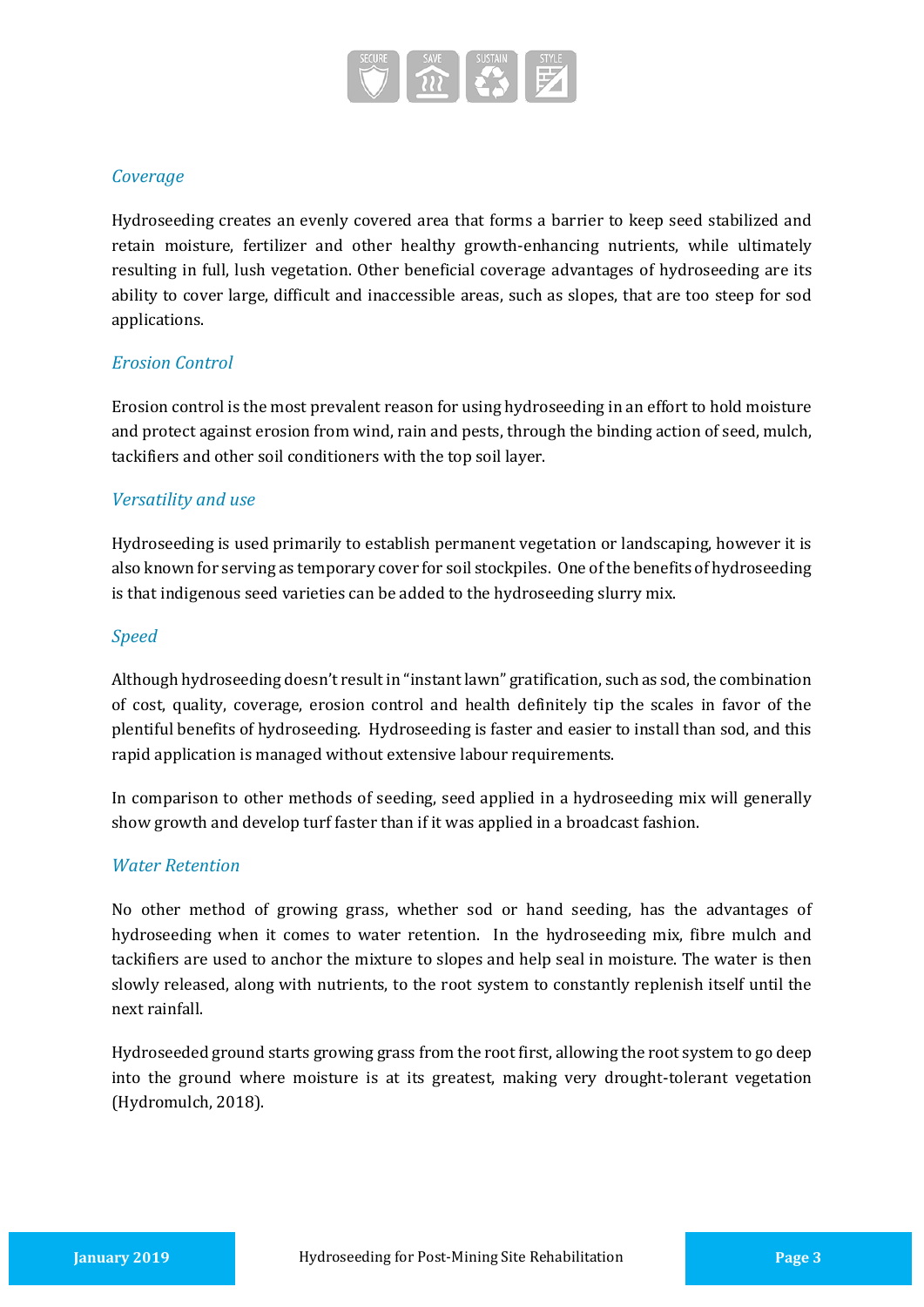### *Coverage*

Hydroseeding creates an evenly covered area that forms a barrier to keep seed stabilized and retain moisture, fertilizer and other healthy growth-enhancing nutrients, while ultimately resulting in full, lush vegetation. Other beneficial coverage advantages of hydroseeding are its ability to cover large, difficult and inaccessible areas, such as slopes, that are too steep for sod applications.

### *Erosion Control*

Erosion control is the most prevalent reason for using hydroseeding in an effort to hold moisture and protect against erosion from wind, rain and pests, through the binding action of seed, mulch, tackifiers and other soil conditioners with the top soil layer.

### *Versatility and use*

Hydroseeding is used primarily to establish permanent vegetation or landscaping, however it is also known for serving as temporary cover for soil stockpiles. One of the benefits of hydroseeding is that indigenous seed varieties can be added to the hydroseeding slurry mix.

### *Speed*

Although hydroseeding doesn't result in "instant lawn" gratification, such as sod, the combination of cost, quality, coverage, erosion control and health definitely tip the scales in favor of the plentiful benefits of hydroseeding. Hydroseeding is faster and easier to install than sod, and this rapid application is managed without extensive labour requirements.

In comparison to other methods of seeding, seed applied in a hydroseeding mix will generally show growth and develop turf faster than if it was applied in a broadcast fashion.

### *Water Retention*

No other method of growing grass, whether sod or hand seeding, has the advantages of hydroseeding when it comes to water retention. In the hydroseeding mix, fibre mulch and tackifiers are used to anchor the mixture to slopes and help seal in moisture. The water is then slowly released, along with nutrients, to the root system to constantly replenish itself until the next rainfall.

Hydroseeded ground starts growing grass from the root first, allowing the root system to go deep into the ground where moisture is at its greatest, making very drought-tolerant vegetation (Hydromulch, 2018).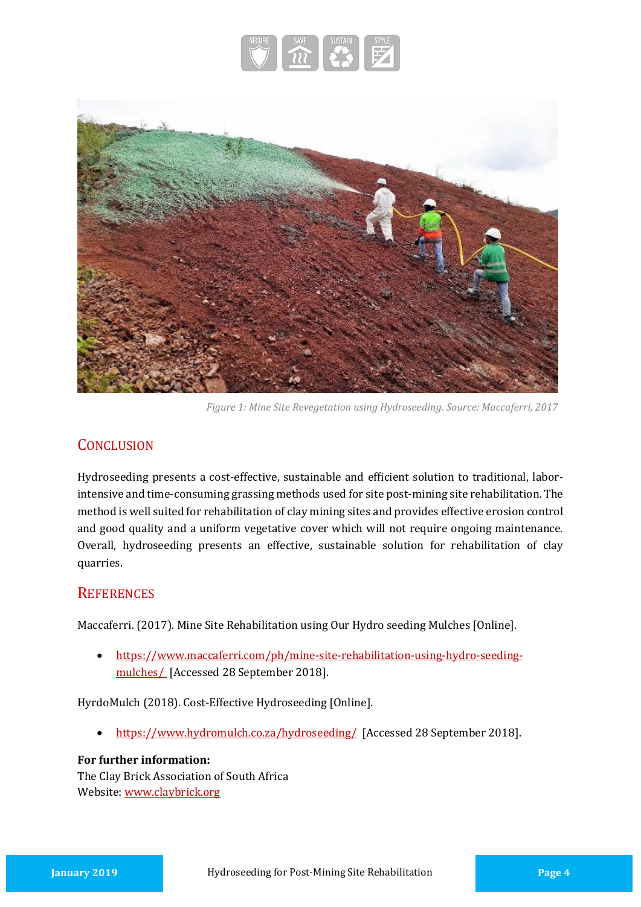*Figure 1: Mine Site Revegetation using Hydroseeding. Source: Maccaferri, 2017*

## Conclusion

Hydroseeding presents a cost-effective, sustainable and efficient solution to traditional, labor-intensive and time-consuming grassing methods used for site post-mining site rehabilitation. The method is well suited for rehabilitation of clay mining sites and provides effective erosion control and good quality and a uniform vegetative cover which will not require ongoing maintenance. Overall, hydroseeding presents an effective, sustainable solution for rehabilitation of clay quarries.

## References

Maccaferri. (2017). Mine Site Rehabilitation using Our Hydro seeding Mulches [Online].

- https://www.maccaferri.com/ph/mine-site-rehabilitation-using-hydro-seeding-mulches/ [Accessed 28 September 2018].

HyrdoMulch (2018). Cost-Effective Hydroseeding [Online].

- https://www.hydromulch.co.za/hydroseeding/ [Accessed 28 September 2018].

**For further information:**
The Clay Brick Association of South Africa
Website: www.claybrick.org